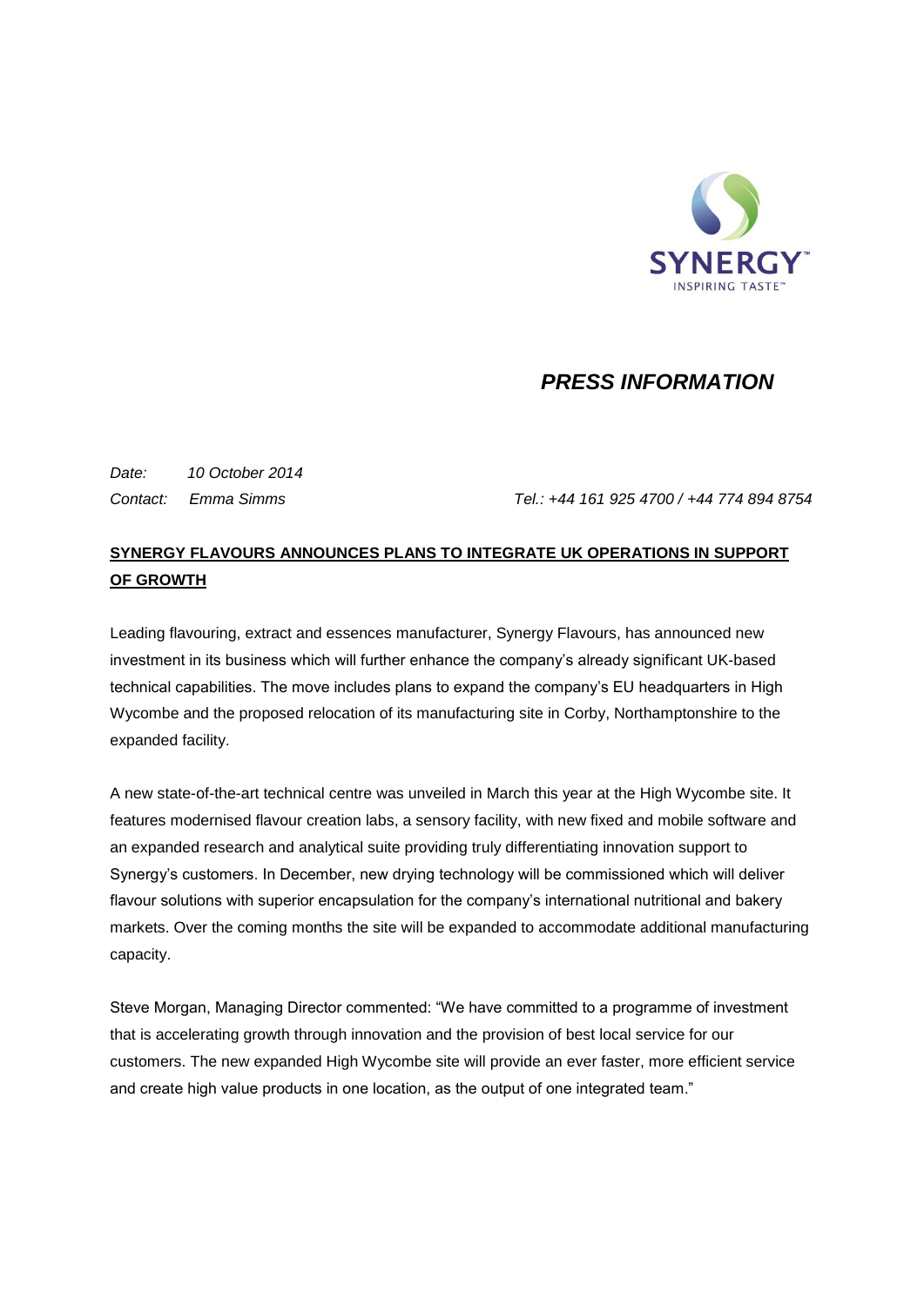SYNERGY
INSPIRING TASTE™

## *PRESS INFORMATION*

*Date:* *10 October 2014*
*Contact:* *Emma Simms* *Tel.: +44 161 925 4700 / +44 774 894 8754*

# **SYNERGY FLAVOURS ANNOUNCES PLANS TO INTEGRATE UK OPERATIONS IN SUPPORT OF GROWTH**

Leading flavouring, extract and essences manufacturer, Synergy Flavours, has announced new investment in its business which will further enhance the company's already significant UK-based technical capabilities. The move includes plans to expand the company's EU headquarters in High Wycombe and the proposed relocation of its manufacturing site in Corby, Northamptonshire to the expanded facility.

A new state-of-the-art technical centre was unveiled in March this year at the High Wycombe site. It features modernised flavour creation labs, a sensory facility, with new fixed and mobile software and an expanded research and analytical suite providing truly differentiating innovation support to Synergy's customers. In December, new drying technology will be commissioned which will deliver flavour solutions with superior encapsulation for the company's international nutritional and bakery markets. Over the coming months the site will be expanded to accommodate additional manufacturing capacity.

Steve Morgan, Managing Director commented: "We have committed to a programme of investment that is accelerating growth through innovation and the provision of best local service for our customers. The new expanded High Wycombe site will provide an ever faster, more efficient service and create high value products in one location, as the output of one integrated team."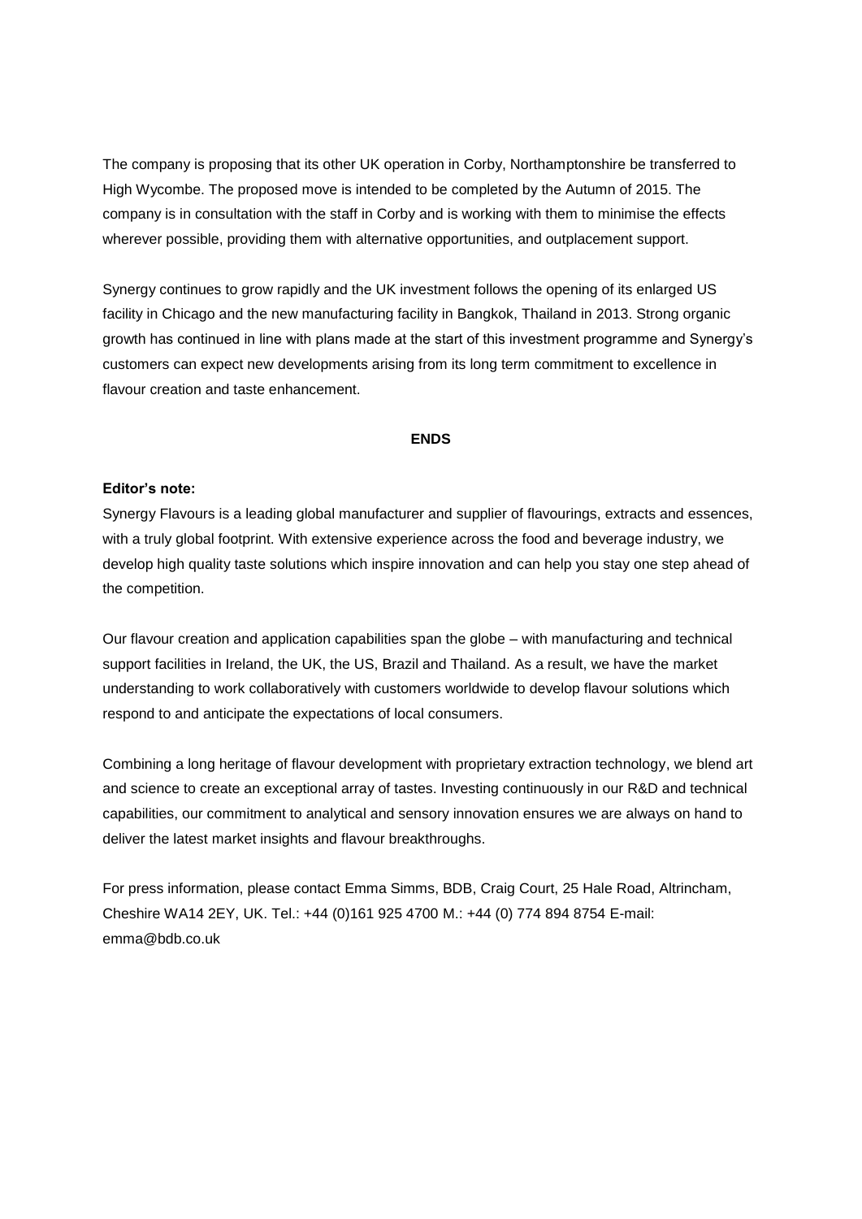The company is proposing that its other UK operation in Corby, Northamptonshire be transferred to High Wycombe. The proposed move is intended to be completed by the Autumn of 2015. The company is in consultation with the staff in Corby and is working with them to minimise the effects wherever possible, providing them with alternative opportunities, and outplacement support.

Synergy continues to grow rapidly and the UK investment follows the opening of its enlarged US facility in Chicago and the new manufacturing facility in Bangkok, Thailand in 2013. Strong organic growth has continued in line with plans made at the start of this investment programme and Synergy's customers can expect new developments arising from its long term commitment to excellence in flavour creation and taste enhancement.

**ENDS**

**Editor's note:**

Synergy Flavours is a leading global manufacturer and supplier of flavourings, extracts and essences, with a truly global footprint. With extensive experience across the food and beverage industry, we develop high quality taste solutions which inspire innovation and can help you stay one step ahead of the competition.

Our flavour creation and application capabilities span the globe – with manufacturing and technical support facilities in Ireland, the UK, the US, Brazil and Thailand. As a result, we have the market understanding to work collaboratively with customers worldwide to develop flavour solutions which respond to and anticipate the expectations of local consumers.

Combining a long heritage of flavour development with proprietary extraction technology, we blend art and science to create an exceptional array of tastes. Investing continuously in our R&D and technical capabilities, our commitment to analytical and sensory innovation ensures we are always on hand to deliver the latest market insights and flavour breakthroughs.

For press information, please contact Emma Simms, BDB, Craig Court, 25 Hale Road, Altrincham, Cheshire WA14 2EY, UK. Tel.: +44 (0)161 925 4700 M.: +44 (0) 774 894 8754 E-mail: emma@bdb.co.uk